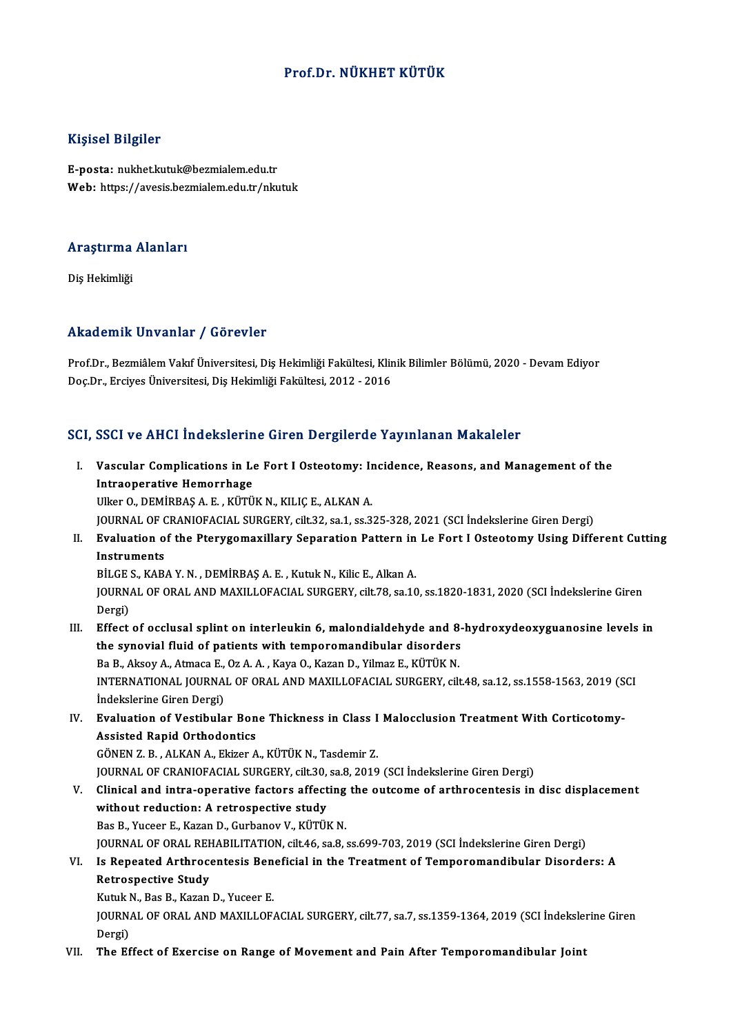# Prof.Dr. NÜKHET KÜTÜK

## Kişisel Bilgiler

**E-posta:** nukhet.kutuk@bezmialem.edu.tr
**Web:** https://avesis.bezmialem.edu.tr/nkutuk

## Araştırma Alanları

Diş Hekimliği

## Akademik Unvanlar / Görevler

Prof.Dr., Bezmiâlem Vakıf Üniversitesi, Diş Hekimliği Fakültesi, Klinik Bilimler Bölümü, 2020 - Devam Ediyor
Doç.Dr., Erciyes Üniversitesi, Diş Hekimliği Fakültesi, 2012 - 2016

## SCI, SSCI ve AHCI İndekslerine Giren Dergilerde Yayınlanan Makaleler

I. **Vascular Complications in Le Fort I Osteotomy: Incidence, Reasons, and Management of the Intraoperative Hemorrhage**
Ulker O., DEMİRBAŞ A. E. , KÜTÜK N., KILIÇ E., ALKAN A.
JOURNAL OF CRANIOFACIAL SURGERY, cilt.32, sa.1, ss.325-328, 2021 (SCI İndekslerine Giren Dergi)

II. **Evaluation of the Pterygomaxillary Separation Pattern in Le Fort I Osteotomy Using Different Cutting Instruments**
BİLGE S., KABA Y. N. , DEMİRBAŞ A. E. , Kutuk N., Kilic E., Alkan A.
JOURNAL OF ORAL AND MAXILLOFACIAL SURGERY, cilt.78, sa.10, ss.1820-1831, 2020 (SCI İndekslerine Giren Dergi)

III. **Effect of occlusal splint on interleukin 6, malondialdehyde and 8-hydroxydeoxyguanosine levels in the synovial fluid of patients with temporomandibular disorders**
Ba B., Aksoy A., Atmaca E., Oz A. A. , Kaya O., Kazan D., Yilmaz E., KÜTÜK N.
INTERNATIONAL JOURNAL OF ORAL AND MAXILLOFACIAL SURGERY, cilt.48, sa.12, ss.1558-1563, 2019 (SCI İndekslerine Giren Dergi)

IV. **Evaluation of Vestibular Bone Thickness in Class I Malocclusion Treatment With Corticotomy-Assisted Rapid Orthodontics**
GÖNEN Z. B. , ALKAN A., Ekizer A., KÜTÜK N., Tasdemir Z.
JOURNAL OF CRANIOFACIAL SURGERY, cilt.30, sa.8, 2019 (SCI İndekslerine Giren Dergi)

V. **Clinical and intra-operative factors affecting the outcome of arthrocentesis in disc displacement without reduction: A retrospective study**
Bas B., Yuceer E., Kazan D., Gurbanov V., KÜTÜK N.
JOURNAL OF ORAL REHABILITATION, cilt.46, sa.8, ss.699-703, 2019 (SCI İndekslerine Giren Dergi)

VI. **Is Repeated Arthrocentesis Beneficial in the Treatment of Temporomandibular Disorders: A Retrospective Study**
Kutuk N., Bas B., Kazan D., Yuceer E.
JOURNAL OF ORAL AND MAXILLOFACIAL SURGERY, cilt.77, sa.7, ss.1359-1364, 2019 (SCI İndekslerine Giren Dergi)

VII. **The Effect of Exercise on Range of Movement and Pain After Temporomandibular Joint**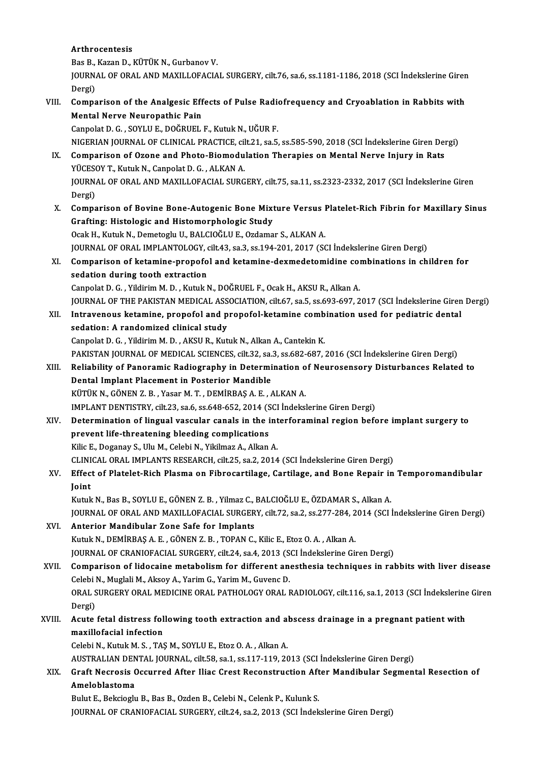**Arthrocentesis**
Bas B., Kazan D., KÜTÜK N., Gurbanov V.
JOURNAL OF ORAL AND MAXILLOFACIAL SURGERY, cilt.76, sa.6, ss.1181-1186, 2018 (SCI İndekslerine Giren Dergi)

VIII. **Comparison of the Analgesic Effects of Pulse Radiofrequency and Cryoablation in Rabbits with Mental Nerve Neuropathic Pain**
Canpolat D. G. , SOYLU E., DOĞRUEL F., Kutuk N., UĞUR F.
NIGERIAN JOURNAL OF CLINICAL PRACTICE, cilt.21, sa.5, ss.585-590, 2018 (SCI İndekslerine Giren Dergi)

IX. **Comparison of Ozone and Photo-Biomodulation Therapies on Mental Nerve Injury in Rats**
YÜCESOY T., Kutuk N., Canpolat D. G. , ALKAN A.
JOURNAL OF ORAL AND MAXILLOFACIAL SURGERY, cilt.75, sa.11, ss.2323-2332, 2017 (SCI İndekslerine Giren Dergi)

X. **Comparison of Bovine Bone-Autogenic Bone Mixture Versus Platelet-Rich Fibrin for Maxillary Sinus Grafting: Histologic and Histomorphologic Study**
Ocak H., Kutuk N., Demetoglu U., BALCIOĞLU E., Ozdamar S., ALKAN A.
JOURNAL OF ORAL IMPLANTOLOGY, cilt.43, sa.3, ss.194-201, 2017 (SCI İndekslerine Giren Dergi)

XI. **Comparison of ketamine-propofol and ketamine-dexmedetomidine combinations in children for sedation during tooth extraction**
Canpolat D. G. , Yildirim M. D. , Kutuk N., DOĞRUEL F., Ocak H., AKSU R., Alkan A.
JOURNAL OF THE PAKISTAN MEDICAL ASSOCIATION, cilt.67, sa.5, ss.693-697, 2017 (SCI İndekslerine Giren Dergi)

XII. **Intravenous ketamine, propofol and propofol-ketamine combination used for pediatric dental sedation: A randomized clinical study**
Canpolat D. G. , Yildirim M. D. , AKSU R., Kutuk N., Alkan A., Cantekin K.
PAKISTAN JOURNAL OF MEDICAL SCIENCES, cilt.32, sa.3, ss.682-687, 2016 (SCI İndekslerine Giren Dergi)

XIII. **Reliability of Panoramic Radiography in Determination of Neurosensory Disturbances Related to Dental Implant Placement in Posterior Mandible**
KÜTÜK N., GÖNEN Z. B. , Yasar M. T. , DEMİRBAŞ A. E. , ALKAN A.
IMPLANT DENTISTRY, cilt.23, sa.6, ss.648-652, 2014 (SCI İndekslerine Giren Dergi)

XIV. **Determination of lingual vascular canals in the interforaminal region before implant surgery to prevent life-threatening bleeding complications**
Kilic E., Doganay S., Ulu M., Celebi N., Yikilmaz A., Alkan A.
CLINICAL ORAL IMPLANTS RESEARCH, cilt.25, sa.2, 2014 (SCI İndekslerine Giren Dergi)

XV. **Effect of Platelet-Rich Plasma on Fibrocartilage, Cartilage, and Bone Repair in Temporomandibular Joint**
Kutuk N., Bas B., SOYLU E., GÖNEN Z. B. , Yilmaz C., BALCIOĞLU E., ÖZDAMAR S., Alkan A.
JOURNAL OF ORAL AND MAXILLOFACIAL SURGERY, cilt.72, sa.2, ss.277-284, 2014 (SCI İndekslerine Giren Dergi)

XVI. **Anterior Mandibular Zone Safe for Implants**
Kutuk N., DEMİRBAŞ A. E. , GÖNEN Z. B. , TOPAN C., Kilic E., Etoz O. A. , Alkan A.
JOURNAL OF CRANIOFACIAL SURGERY, cilt.24, sa.4, 2013 (SCI İndekslerine Giren Dergi)

XVII. **Comparison of lidocaine metabolism for different anesthesia techniques in rabbits with liver disease**
Celebi N., Muglali M., Aksoy A., Yarim G., Yarim M., Guvenc D.
ORAL SURGERY ORAL MEDICINE ORAL PATHOLOGY ORAL RADIOLOGY, cilt.116, sa.1, 2013 (SCI İndekslerine Giren Dergi)

XVIII. **Acute fetal distress following tooth extraction and abscess drainage in a pregnant patient with maxillofacial infection**
Celebi N., Kutuk M. S. , TAŞ M., SOYLU E., Etoz O. A. , Alkan A.
AUSTRALIAN DENTAL JOURNAL, cilt.58, sa.1, ss.117-119, 2013 (SCI İndekslerine Giren Dergi)

XIX. **Graft Necrosis Occurred After Iliac Crest Reconstruction After Mandibular Segmental Resection of Ameloblastoma**
Bulut E., Bekcioglu B., Bas B., Ozden B., Celebi N., Celenk P., Kulunk S.
JOURNAL OF CRANIOFACIAL SURGERY, cilt.24, sa.2, 2013 (SCI İndekslerine Giren Dergi)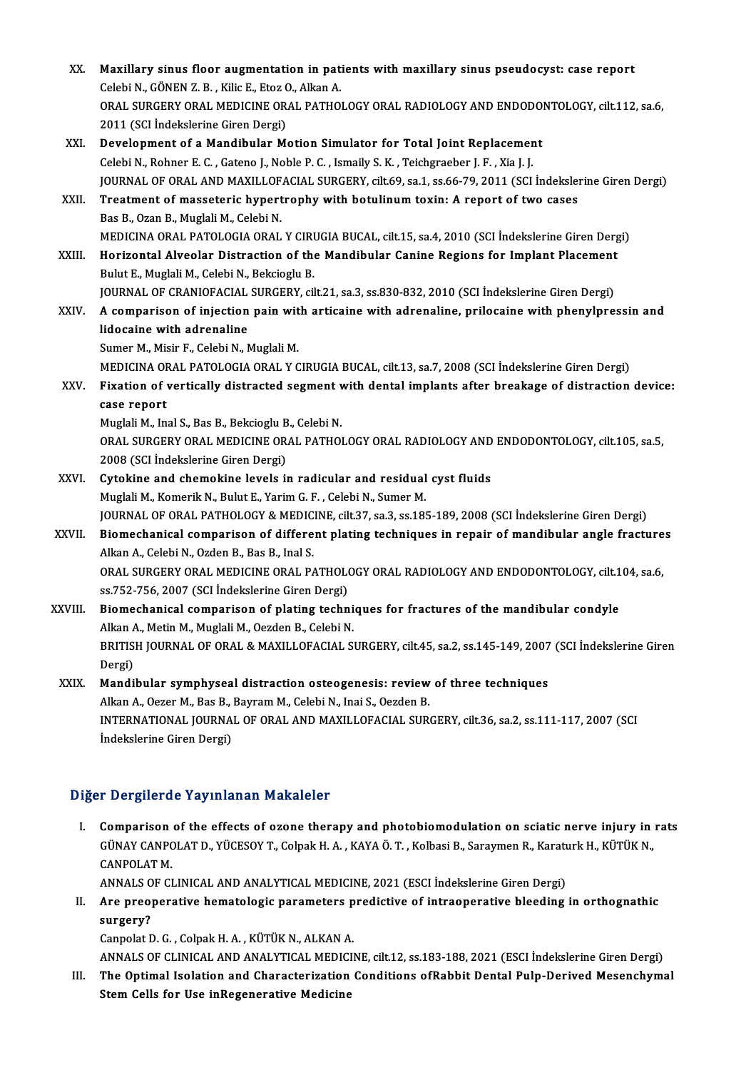XX. **Maxillary sinus floor augmentation in patients with maxillary sinus pseudocyst: case report**
Celebi N., GÖNEN Z. B. , Kilic E., Etoz O., Alkan A.
ORAL SURGERY ORAL MEDICINE ORAL PATHOLOGY ORAL RADIOLOGY AND ENDODONTOLOGY, cilt.112, sa.6, 2011 (SCI İndekslerine Giren Dergi)

XXI. **Development of a Mandibular Motion Simulator for Total Joint Replacement**
Celebi N., Rohner E. C. , Gateno J., Noble P. C. , Ismaily S. K. , Teichgraeber J. F. , Xia J. J.
JOURNAL OF ORAL AND MAXILLOFACIAL SURGERY, cilt.69, sa.1, ss.66-79, 2011 (SCI İndekslerine Giren Dergi)

XXII. **Treatment of masseteric hypertrophy with botulinum toxin: A report of two cases**
Bas B., Ozan B., Muglali M., Celebi N.
MEDICINA ORAL PATOLOGIA ORAL Y CIRUGIA BUCAL, cilt.15, sa.4, 2010 (SCI İndekslerine Giren Dergi)

XXIII. **Horizontal Alveolar Distraction of the Mandibular Canine Regions for Implant Placement**
Bulut E., Muglali M., Celebi N., Bekcioglu B.
JOURNAL OF CRANIOFACIAL SURGERY, cilt.21, sa.3, ss.830-832, 2010 (SCI İndekslerine Giren Dergi)

XXIV. **A comparison of injection pain with articaine with adrenaline, prilocaine with phenylpressin and lidocaine with adrenaline**
Sumer M., Misir F., Celebi N., Muglali M.
MEDICINA ORAL PATOLOGIA ORAL Y CIRUGIA BUCAL, cilt.13, sa.7, 2008 (SCI İndekslerine Giren Dergi)

XXV. **Fixation of vertically distracted segment with dental implants after breakage of distraction device: case report**
Muglali M., Inal S., Bas B., Bekcioglu B., Celebi N.
ORAL SURGERY ORAL MEDICINE ORAL PATHOLOGY ORAL RADIOLOGY AND ENDODONTOLOGY, cilt.105, sa.5, 2008 (SCI İndekslerine Giren Dergi)

XXVI. **Cytokine and chemokine levels in radicular and residual cyst fluids**
Muglali M., Komerik N., Bulut E., Yarim G. F. , Celebi N., Sumer M.
JOURNAL OF ORAL PATHOLOGY & MEDICINE, cilt.37, sa.3, ss.185-189, 2008 (SCI İndekslerine Giren Dergi)

XXVII. **Biomechanical comparison of different plating techniques in repair of mandibular angle fractures**
Alkan A., Celebi N., Ozden B., Bas B., Inal S.
ORAL SURGERY ORAL MEDICINE ORAL PATHOLOGY ORAL RADIOLOGY AND ENDODONTOLOGY, cilt.104, sa.6, ss.752-756, 2007 (SCI İndekslerine Giren Dergi)

XXVIII. **Biomechanical comparison of plating techniques for fractures of the mandibular condyle**
Alkan A., Metin M., Muglali M., Oezden B., Celebi N.
BRITISH JOURNAL OF ORAL & MAXILLOFACIAL SURGERY, cilt.45, sa.2, ss.145-149, 2007 (SCI İndekslerine Giren Dergi)

XXIX. **Mandibular symphyseal distraction osteogenesis: review of three techniques**
Alkan A., Oezer M., Bas B., Bayram M., Celebi N., Inai S., Oezden B.
INTERNATIONAL JOURNAL OF ORAL AND MAXILLOFACIAL SURGERY, cilt.36, sa.2, ss.111-117, 2007 (SCI İndekslerine Giren Dergi)

## Diğer Dergilerde Yayınlanan Makaleler

I. **Comparison of the effects of ozone therapy and photobiomodulation on sciatic nerve injury in rats**
GÜNAY CANPOLAT D., YÜCESOY T., Colpak H. A. , KAYA Ö. T. , Kolbasi B., Saraymen R., Karaturk H., KÜTÜK N., CANPOLAT M.
ANNALS OF CLINICAL AND ANALYTICAL MEDICINE, 2021 (ESCI İndekslerine Giren Dergi)

II. **Are preoperative hematologic parameters predictive of intraoperative bleeding in orthognathic surgery?**
Canpolat D. G. , Colpak H. A. , KÜTÜK N., ALKAN A.
ANNALS OF CLINICAL AND ANALYTICAL MEDICINE, cilt.12, ss.183-188, 2021 (ESCI İndekslerine Giren Dergi)

III. **The Optimal Isolation and Characterization Conditions ofRabbit Dental Pulp-Derived Mesenchymal Stem Cells for Use inRegenerative Medicine**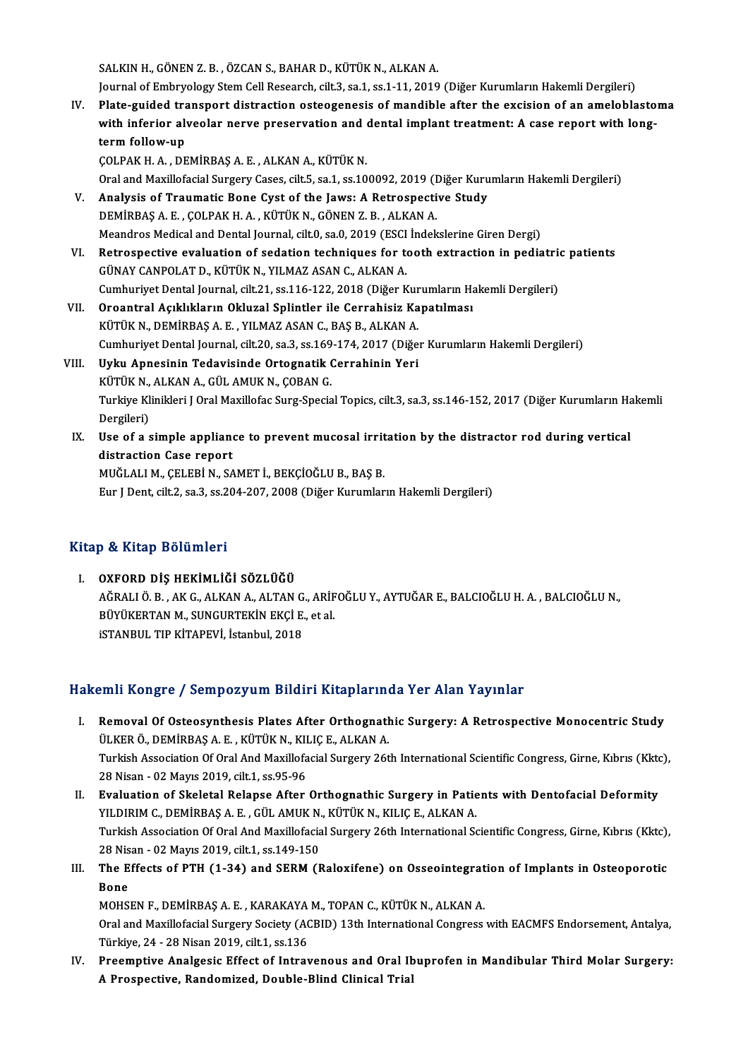SALKIN H., GÖNEN Z. B. , ÖZCAN S., BAHAR D., KÜTÜK N., ALKAN A.
Journal of Embryology Stem Cell Research, cilt.3, sa.1, ss.1-11, 2019 (Diğer Kurumların Hakemli Dergileri)

IV. **Plate-guided transport distraction osteogenesis of mandible after the excision of an ameloblastoma with inferior alveolar nerve preservation and dental implant treatment: A case report with long-term follow-up**
ÇOLPAK H. A. , DEMİRBAŞ A. E. , ALKAN A., KÜTÜK N.
Oral and Maxillofacial Surgery Cases, cilt.5, sa.1, ss.100092, 2019 (Diğer Kurumların Hakemli Dergileri)

V. **Analysis of Traumatic Bone Cyst of the Jaws: A Retrospective Study**
DEMİRBAŞ A. E. , ÇOLPAK H. A. , KÜTÜK N., GÖNEN Z. B. , ALKAN A.
Meandros Medical and Dental Journal, cilt.0, sa.0, 2019 (ESCI İndekslerine Giren Dergi)

VI. **Retrospective evaluation of sedation techniques for tooth extraction in pediatric patients**
GÜNAY CANPOLAT D., KÜTÜK N., YILMAZ ASAN C., ALKAN A.
Cumhuriyet Dental Journal, cilt.21, ss.116-122, 2018 (Diğer Kurumların Hakemli Dergileri)

VII. **Oroantral Açıklıkların Okluzal Splintler ile Cerrahisiz Kapatılması**
KÜTÜK N., DEMİRBAŞ A. E. , YILMAZ ASAN C., BAŞ B., ALKAN A.
Cumhuriyet Dental Journal, cilt.20, sa.3, ss.169-174, 2017 (Diğer Kurumların Hakemli Dergileri)

VIII. **Uyku Apnesinin Tedavisinde Ortognatik Cerrahinin Yeri**
KÜTÜK N., ALKAN A., GÜL AMUK N., ÇOBAN G.
Turkiye Klinikleri J Oral Maxillofac Surg-Special Topics, cilt.3, sa.3, ss.146-152, 2017 (Diğer Kurumların Hakemli Dergileri)

IX. **Use of a simple appliance to prevent mucosal irritation by the distractor rod during vertical distraction Case report**
MUĞLALI M., ÇELEBİ N., SAMET İ., BEKÇİOĞLU B., BAŞ B.
Eur J Dent, cilt.2, sa.3, ss.204-207, 2008 (Diğer Kurumların Hakemli Dergileri)

## Kitap & Kitap Bölümleri

I. **OXFORD DİŞ HEKİMLİĞİ SÖZLÜĞÜ**
AĞRALI Ö. B. , AK G., ALKAN A., ALTAN G., ARİFOĞLU Y., AYTUĞAR E., BALCIOĞLU H. A. , BALCIOĞLU N., BÜYÜKERTAN M., SUNGURTEKİN EKÇİ E., et al.
iSTANBUL TIP KİTAPEVİ, İstanbul, 2018

## Hakemli Kongre / Sempozyum Bildiri Kitaplarında Yer Alan Yayınlar

I. **Removal Of Osteosynthesis Plates After Orthognathic Surgery: A Retrospective Monocentric Study**
ÜLKER Ö., DEMİRBAŞ A. E. , KÜTÜK N., KILIÇ E., ALKAN A.
Turkish Association Of Oral And Maxillofacial Surgery 26th International Scientific Congress, Girne, Kıbrıs (Kktc), 28 Nisan - 02 Mayıs 2019, cilt.1, ss.95-96

II. **Evaluation of Skeletal Relapse After Orthognathic Surgery in Patients with Dentofacial Deformity**
YILDIRIM C., DEMİRBAŞ A. E. , GÜL AMUK N., KÜTÜK N., KILIÇ E., ALKAN A.
Turkish Association Of Oral And Maxillofacial Surgery 26th International Scientific Congress, Girne, Kıbrıs (Kktc), 28 Nisan - 02 Mayıs 2019, cilt.1, ss.149-150

III. **The Effects of PTH (1-34) and SERM (Raloxifene) on Osseointegration of Implants in Osteoporotic Bone**
MOHSEN F., DEMİRBAŞ A. E. , KARAKAYA M., TOPAN C., KÜTÜK N., ALKAN A.
Oral and Maxillofacial Surgery Society (ACBID) 13th International Congress with EACMFS Endorsement, Antalya, Türkiye, 24 - 28 Nisan 2019, cilt.1, ss.136

IV. **Preemptive Analgesic Effect of Intravenous and Oral Ibuprofen in Mandibular Third Molar Surgery: A Prospective, Randomized, Double-Blind Clinical Trial**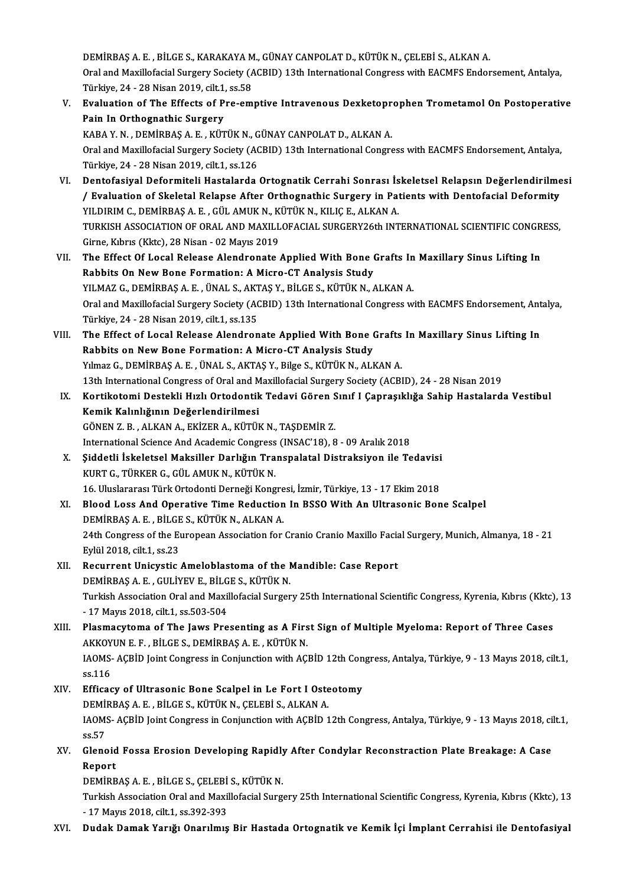DEMİRBAŞ A. E. , BİLGE S., KARAKAYA M., GÜNAY CANPOLAT D., KÜTÜK N., ÇELEBİ S., ALKAN A.
Oral and Maxillofacial Surgery Society (ACBID) 13th International Congress with EACMFS Endorsement, Antalya, Türkiye, 24 - 28 Nisan 2019, cilt.1, ss.58

V. **Evaluation of The Effects of Pre-emptive Intravenous Dexketoprophen Trometamol On Postoperative Pain In Orthognathic Surgery**
KABA Y. N. , DEMİRBAŞ A. E. , KÜTÜK N., GÜNAY CANPOLAT D., ALKAN A.
Oral and Maxillofacial Surgery Society (ACBID) 13th International Congress with EACMFS Endorsement, Antalya, Türkiye, 24 - 28 Nisan 2019, cilt.1, ss.126

VI. **Dentofasiyal Deformiteli Hastalarda Ortognatik Cerrahi Sonrası İskeletsel Relapsın Değerlendirilmesi / Evaluation of Skeletal Relapse After Orthognathic Surgery in Patients with Dentofacial Deformity**
YILDIRIM C., DEMİRBAŞ A. E. , GÜL AMUK N., KÜTÜK N., KILIÇ E., ALKAN A.
TURKISH ASSOCIATION OF ORAL AND MAXILLOFACIAL SURGERY26th INTERNATIONAL SCIENTIFIC CONGRESS, Girne, Kıbrıs (Kktc), 28 Nisan - 02 Mayıs 2019

VII. **The Effect Of Local Release Alendronate Applied With Bone Grafts In Maxillary Sinus Lifting In Rabbits On New Bone Formation: A Micro-CT Analysis Study**
YILMAZ G., DEMİRBAŞ A. E. , ÜNAL S., AKTAŞ Y., BİLGE S., KÜTÜK N., ALKAN A.
Oral and Maxillofacial Surgery Society (ACBID) 13th International Congress with EACMFS Endorsement, Antalya, Türkiye, 24 - 28 Nisan 2019, cilt.1, ss.135

VIII. **The Effect of Local Release Alendronate Applied With Bone Grafts In Maxillary Sinus Lifting In Rabbits on New Bone Formation: A Micro-CT Analysis Study**
Yılmaz G., DEMİRBAŞ A. E. , ÜNAL S., AKTAŞ Y., Bilge S., KÜTÜK N., ALKAN A.
13th International Congress of Oral and Maxillofacial Surgery Society (ACBID), 24 - 28 Nisan 2019

IX. **Kortikotomi Destekli Hızlı Ortodontik Tedavi Gören Sınıf I Çapraşıklığa Sahip Hastalarda Vestibul Kemik Kalınlığının Değerlendirilmesi**
GÖNEN Z. B. , ALKAN A., EKİZER A., KÜTÜK N., TAŞDEMİR Z.
International Science And Academic Congress (INSAC'18), 8 - 09 Aralık 2018

X. **Şiddetli İskeletsel Maksiller Darlığın Transpalatal Distraksiyon ile Tedavisi**
KURT G., TÜRKER G., GÜL AMUK N., KÜTÜK N.
16. Uluslararası Türk Ortodonti Derneği Kongresi, İzmir, Türkiye, 13 - 17 Ekim 2018

XI. **Blood Loss And Operative Time Reduction In BSSO With An Ultrasonic Bone Scalpel**
DEMİRBAŞ A. E. , BİLGE S., KÜTÜK N., ALKAN A.
24th Congress of the European Association for Cranio Cranio Maxillo Facial Surgery, Munich, Almanya, 18 - 21 Eylül 2018, cilt.1, ss.23

XII. **Recurrent Unicystic Ameloblastoma of the Mandible: Case Report**
DEMİRBAŞ A. E. , GULİYEV E., BİLGE S., KÜTÜK N.
Turkish Association Oral and Maxillofacial Surgery 25th International Scientific Congress, Kyrenia, Kıbrıs (Kktc), 13 - 17 Mayıs 2018, cilt.1, ss.503-504

XIII. **Plasmacytoma of The Jaws Presenting as A First Sign of Multiple Myeloma: Report of Three Cases**
AKKOYUN E. F. , BİLGE S., DEMİRBAŞ A. E. , KÜTÜK N.
IAOMS- AÇBİD Joint Congress in Conjunction with AÇBİD 12th Congress, Antalya, Türkiye, 9 - 13 Mayıs 2018, cilt.1, ss.116

XIV. **Efficacy of Ultrasonic Bone Scalpel in Le Fort I Osteotomy**
DEMİRBAŞ A. E. , BİLGE S., KÜTÜK N., ÇELEBİ S., ALKAN A.
IAOMS- AÇBİD Joint Congress in Conjunction with AÇBİD 12th Congress, Antalya, Türkiye, 9 - 13 Mayıs 2018, cilt.1, ss.57

XV. **Glenoid Fossa Erosion Developing Rapidly After Condylar Reconstraction Plate Breakage: A Case Report**
DEMİRBAŞ A. E. , BİLGE S., ÇELEBİ S., KÜTÜK N.
Turkish Association Oral and Maxillofacial Surgery 25th International Scientific Congress, Kyrenia, Kıbrıs (Kktc), 13 - 17 Mayıs 2018, cilt.1, ss.392-393

XVI. **Dudak Damak Yarığı Onarılmış Bir Hastada Ortognatik ve Kemik İçi İmplant Cerrahisi ile Dentofasiyal**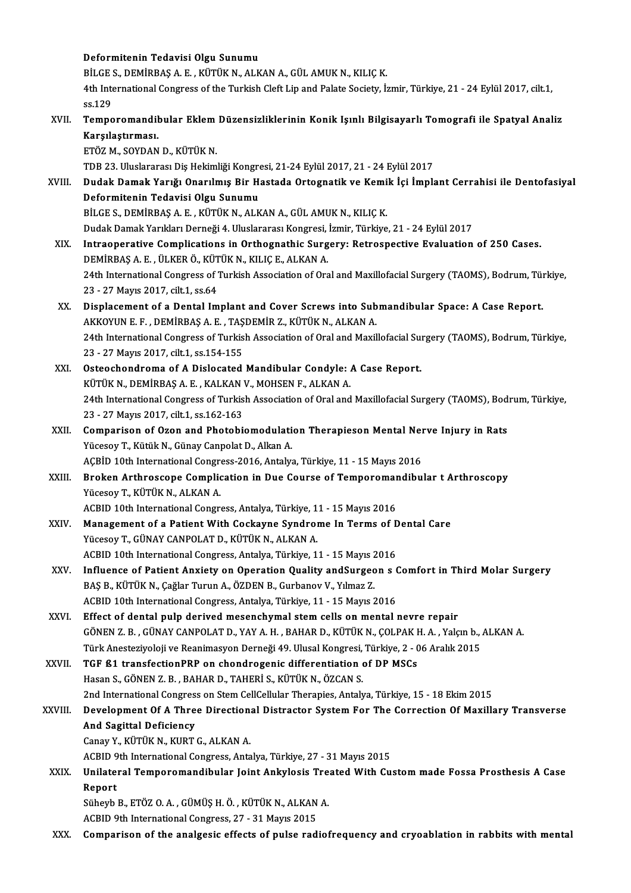Deformitenin Tedavisi Olgu Sunumu
BİLGE S., DEMİRBAŞ A. E. , KÜTÜK N., ALKAN A., GÜL AMUK N., KILIÇ K.
4th International Congress of the Turkish Cleft Lip and Palate Society, İzmir, Türkiye, 21 - 24 Eylül 2017, cilt.1, ss.129

XVII. **Temporomandibular Eklem Düzensizliklerinin Konik Işınlı Bilgisayarlı Tomografi ile Spatyal Analiz Karşılaştırması.**
ETÖZ M., SOYDAN D., KÜTÜK N.
TDB 23. Uluslararası Diş Hekimliği Kongresi, 21-24 Eylül 2017, 21 - 24 Eylül 2017

XVIII. **Dudak Damak Yarığı Onarılmış Bir Hastada Ortognatik ve Kemik İçi İmplant Cerrahisi ile Dentofasiyal Deformitenin Tedavisi Olgu Sunumu**
BİLGE S., DEMİRBAŞ A. E. , KÜTÜK N., ALKAN A., GÜL AMUK N., KILIÇ K.
Dudak Damak Yarıkları Derneği 4. Uluslararası Kongresi, İzmir, Türkiye, 21 - 24 Eylül 2017

XIX. **Intraoperative Complications in Orthognathic Surgery: Retrospective Evaluation of 250 Cases.**
DEMİRBAŞ A. E. , ÜLKER Ö., KÜTÜK N., KILIÇ E., ALKAN A.
24th International Congress of Turkish Association of Oral and Maxillofacial Surgery (TAOMS), Bodrum, Türkiye, 23 - 27 Mayıs 2017, cilt.1, ss.64

XX. **Displacement of a Dental Implant and Cover Screws into Submandibular Space: A Case Report.**
AKKOYUN E. F. , DEMİRBAŞ A. E. , TAŞDEMİR Z., KÜTÜK N., ALKAN A.
24th International Congress of Turkish Association of Oral and Maxillofacial Surgery (TAOMS), Bodrum, Türkiye, 23 - 27 Mayıs 2017, cilt.1, ss.154-155

XXI. **Osteochondroma of A Dislocated Mandibular Condyle: A Case Report.**
KÜTÜK N., DEMİRBAŞ A. E. , KALKAN V., MOHSEN F., ALKAN A.
24th International Congress of Turkish Association of Oral and Maxillofacial Surgery (TAOMS), Bodrum, Türkiye, 23 - 27 Mayıs 2017, cilt.1, ss.162-163

XXII. **Comparison of Ozon and Photobiomodulation Therapieson Mental Nerve Injury in Rats**
Yücesoy T., Kütük N., Günay Canpolat D., Alkan A.
AÇBİD 10th International Congress-2016, Antalya, Türkiye, 11 - 15 Mayıs 2016

XXIII. **Broken Arthroscope Complication in Due Course of Temporomandibular t Arthroscopy**
Yücesoy T., KÜTÜK N., ALKAN A.
ACBID 10th International Congress, Antalya, Türkiye, 11 - 15 Mayıs 2016

XXIV. **Management of a Patient With Cockayne Syndrome In Terms of Dental Care**
Yücesoy T., GÜNAY CANPOLAT D., KÜTÜK N., ALKAN A.
ACBID 10th International Congress, Antalya, Türkiye, 11 - 15 Mayıs 2016

XXV. **Influence of Patient Anxiety on Operation Quality andSurgeon s Comfort in Third Molar Surgery**
BAŞ B., KÜTÜK N., Çağlar Turun A., ÖZDEN B., Gurbanov V., Yılmaz Z.
ACBID 10th International Congress, Antalya, Türkiye, 11 - 15 Mayıs 2016

XXVI. **Effect of dental pulp derived mesenchymal stem cells on mental nevre repair**
GÖNEN Z. B. , GÜNAY CANPOLAT D., YAY A. H. , BAHAR D., KÜTÜK N., ÇOLPAK H. A. , Yalçın b., ALKAN A.
Türk Anesteziyoloji ve Reanimasyon Derneği 49. Ulusal Kongresi, Türkiye, 2 - 06 Aralık 2015

XXVII. **TGF ß1 transfectionPRP on chondrogenic differentiation of DP MSCs**
Hasan S., GÖNEN Z. B. , BAHAR D., TAHERİ S., KÜTÜK N., ÖZCAN S.
2nd International Congress on Stem CellCellular Therapies, Antalya, Türkiye, 15 - 18 Ekim 2015

XXVIII. **Development Of A Three Directional Distractor System For The Correction Of Maxillary Transverse And Sagittal Deficiency**
Canay Y., KÜTÜK N., KURT G., ALKAN A.
ACBID 9th International Congress, Antalya, Türkiye, 27 - 31 Mayıs 2015

XXIX. **Unilateral Temporomandibular Joint Ankylosis Treated With Custom made Fossa Prosthesis A Case Report**
Süheyb B., ETÖZ O. A. , GÜMÜŞ H. Ö. , KÜTÜK N., ALKAN A.
ACBID 9th International Congress, 27 - 31 Mayıs 2015

XXX. **Comparison of the analgesic effects of pulse radiofrequency and cryoablation in rabbits with mental**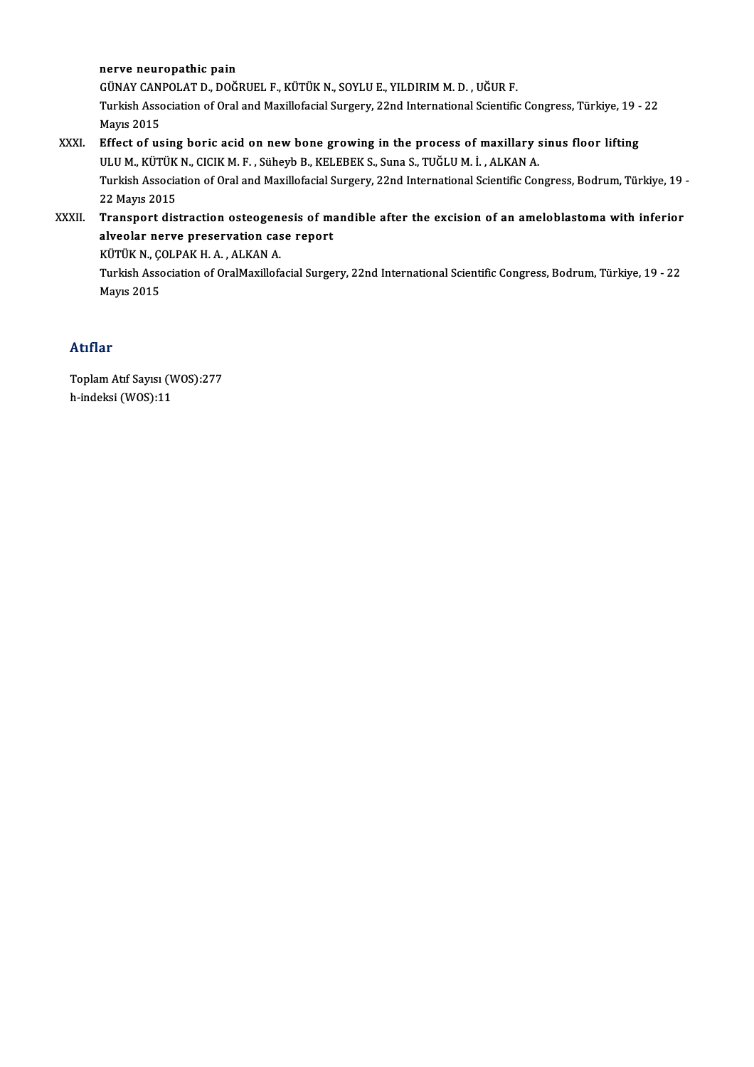**nerve neuropathic pain**
GÜNAY CANPOLAT D., DOĞRUEL F., KÜTÜK N., SOYLU E., YILDIRIM M. D. , UĞUR F.
Turkish Association of Oral and Maxillofacial Surgery, 22nd International Scientific Congress, Türkiye, 19 - 22 Mayıs 2015

XXXI. **Effect of using boric acid on new bone growing in the process of maxillary sinus floor lifting**
ULU M., KÜTÜK N., CICIK M. F. , Süheyb B., KELEBEK S., Suna S., TUĞLU M. İ. , ALKAN A.
Turkish Association of Oral and Maxillofacial Surgery, 22nd International Scientific Congress, Bodrum, Türkiye, 19 - 22 Mayıs 2015

XXXII. **Transport distraction osteogenesis of mandible after the excision of an ameloblastoma with inferior alveolar nerve preservation case report**
KÜTÜK N., ÇOLPAK H. A. , ALKAN A.
Turkish Association of OralMaxillofacial Surgery, 22nd International Scientific Congress, Bodrum, Türkiye, 19 - 22 Mayıs 2015

## Atıflar

Toplam Atıf Sayısı (WOS):277
h-indeksi (WOS):11